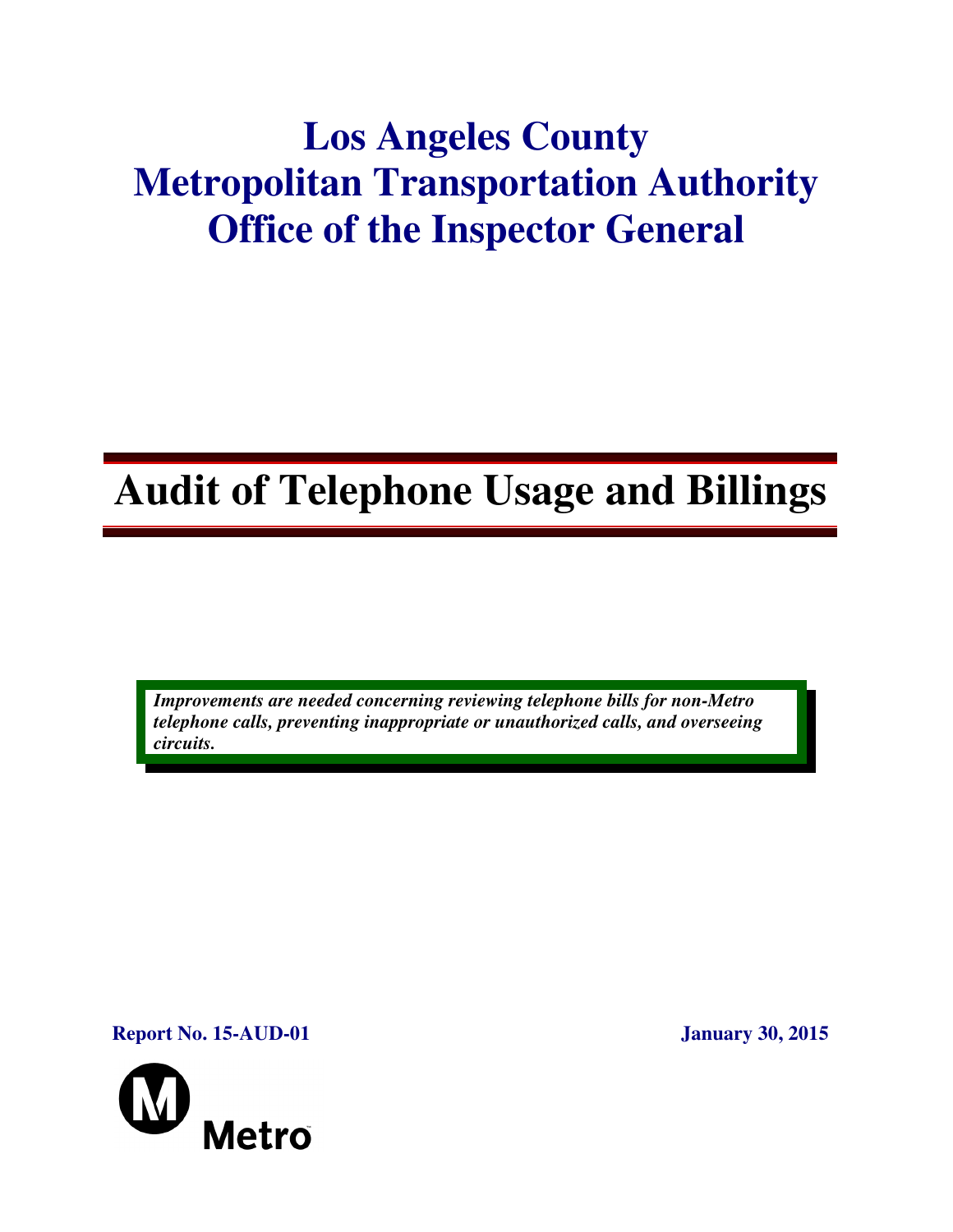# Los Angeles County
# Metropolitan Transportation Authority
# Office of the Inspector General

# Audit of Telephone Usage and Billings

***Improvements are needed concerning reviewing telephone bills for non-Metro telephone calls, preventing inappropriate or unauthorized calls, and overseeing circuits.***

**Report No. 15-AUD-01**

**January 30, 2015**

Metro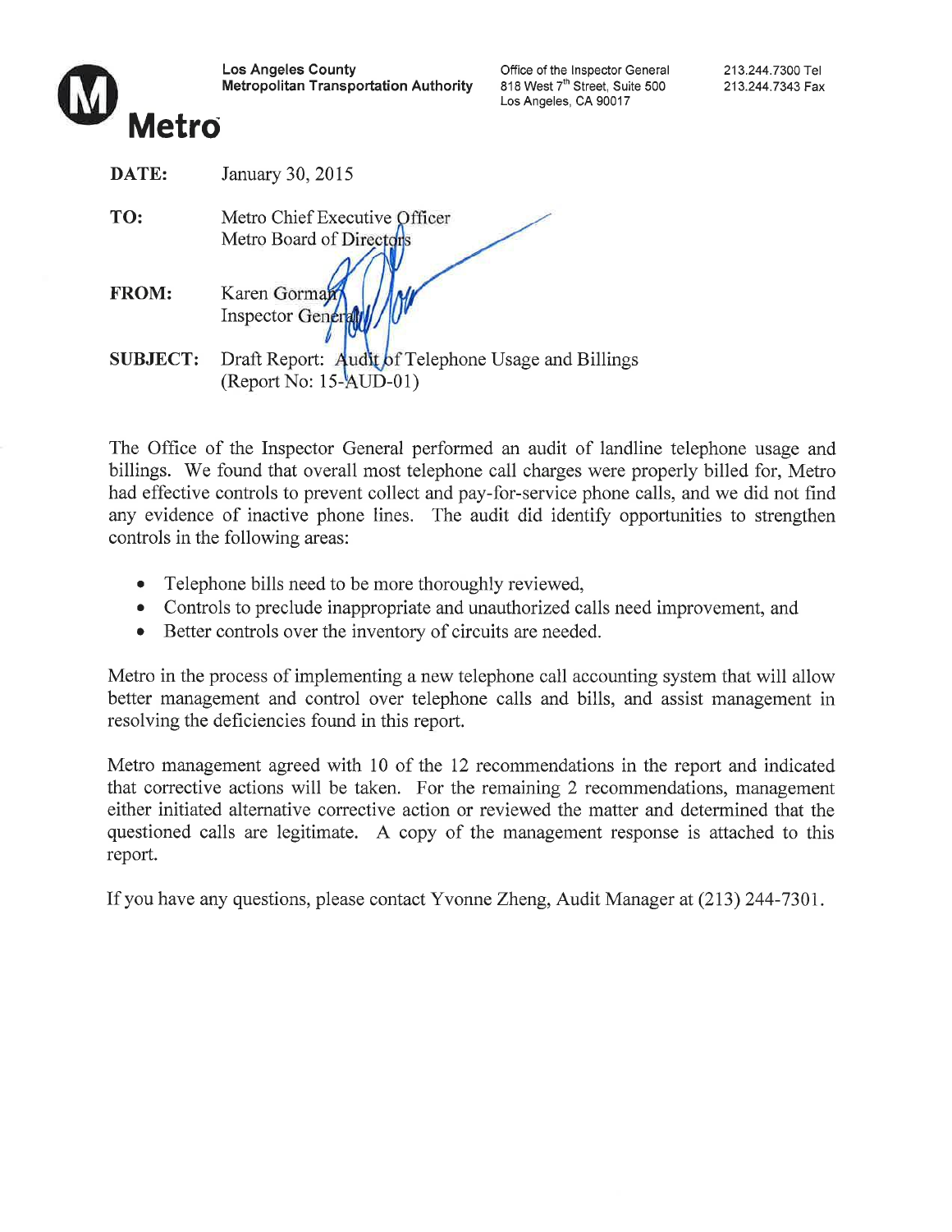Los Angeles County
Metropolitan Transportation Authority

**Metro**

Office of the Inspector General
818 West 7th Street, Suite 500
Los Angeles, CA 90017

213.244.7300 Tel
213.244.7343 Fax

**DATE:** January 30, 2015

**TO:** Metro Chief Executive Officer
Metro Board of Directors

**FROM:** Karen Gorman
Inspector General

**SUBJECT:** Draft Report: Audit of Telephone Usage and Billings
(Report No: 15-AUD-01)

The Office of the Inspector General performed an audit of landline telephone usage and billings. We found that overall most telephone call charges were properly billed for, Metro had effective controls to prevent collect and pay-for-service phone calls, and we did not find any evidence of inactive phone lines. The audit did identify opportunities to strengthen controls in the following areas:

- Telephone bills need to be more thoroughly reviewed,
- Controls to preclude inappropriate and unauthorized calls need improvement, and
- Better controls over the inventory of circuits are needed.

Metro in the process of implementing a new telephone call accounting system that will allow better management and control over telephone calls and bills, and assist management in resolving the deficiencies found in this report.

Metro management agreed with 10 of the 12 recommendations in the report and indicated that corrective actions will be taken. For the remaining 2 recommendations, management either initiated alternative corrective action or reviewed the matter and determined that the questioned calls are legitimate. A copy of the management response is attached to this report.

If you have any questions, please contact Yvonne Zheng, Audit Manager at (213) 244-7301.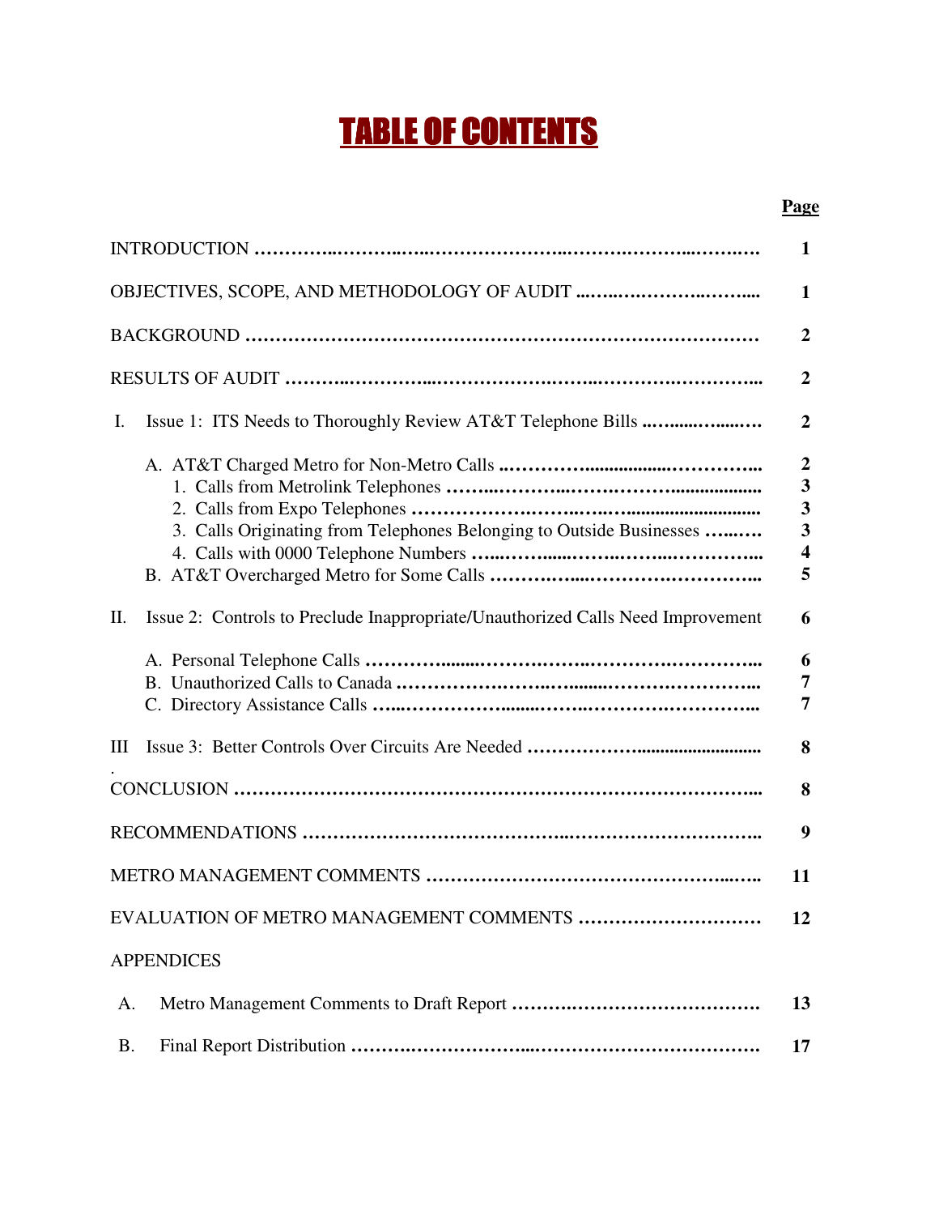# TABLE OF CONTENTS

| | Page |
|---|---|
| INTRODUCTION | 1 |
| OBJECTIVES, SCOPE, AND METHODOLOGY OF AUDIT | 1 |
| BACKGROUND | 2 |
| RESULTS OF AUDIT | 2 |
| I. Issue 1: ITS Needs to Thoroughly Review AT&T Telephone Bills | 2 |
| A. AT&T Charged Metro for Non-Metro Calls | 2 |
| 1. Calls from Metrolink Telephones | 3 |
| 2. Calls from Expo Telephones | 3 |
| 3. Calls Originating from Telephones Belonging to Outside Businesses | 3 |
| 4. Calls with 0000 Telephone Numbers | 4 |
| B. AT&T Overcharged Metro for Some Calls | 5 |
| II. Issue 2: Controls to Preclude Inappropriate/Unauthorized Calls Need Improvement | 6 |
| A. Personal Telephone Calls | 6 |
| B. Unauthorized Calls to Canada | 7 |
| C. Directory Assistance Calls | 7 |
| III. Issue 3: Better Controls Over Circuits Are Needed | 8 |
| CONCLUSION | 8 |
| RECOMMENDATIONS | 9 |
| METRO MANAGEMENT COMMENTS | 11 |
| EVALUATION OF METRO MANAGEMENT COMMENTS | 12 |
| APPENDICES | |
| A. Metro Management Comments to Draft Report | 13 |
| B. Final Report Distribution | 17 |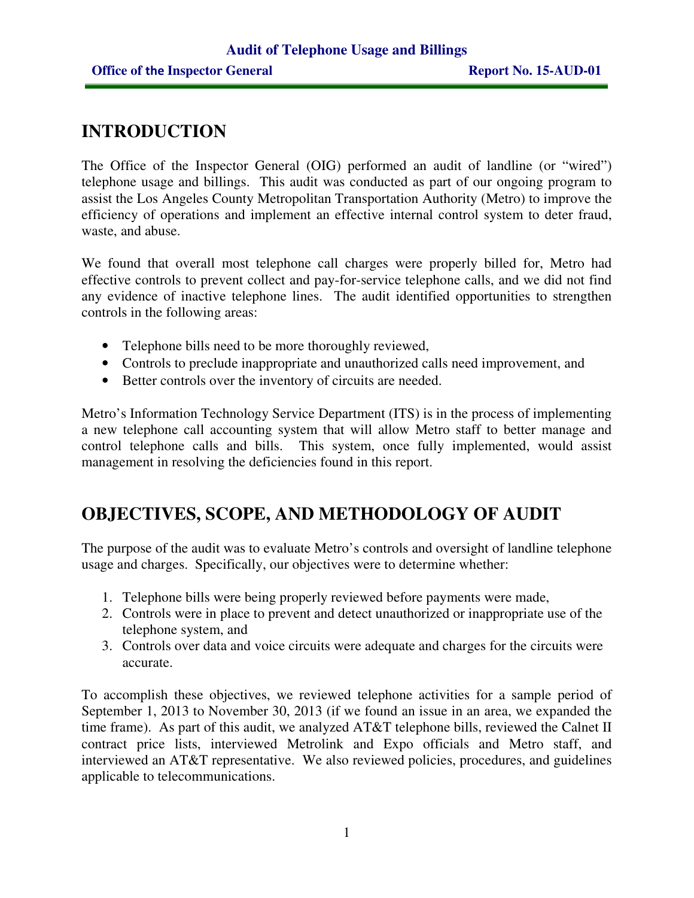## INTRODUCTION

The Office of the Inspector General (OIG) performed an audit of landline (or "wired") telephone usage and billings. This audit was conducted as part of our ongoing program to assist the Los Angeles County Metropolitan Transportation Authority (Metro) to improve the efficiency of operations and implement an effective internal control system to deter fraud, waste, and abuse.

We found that overall most telephone call charges were properly billed for, Metro had effective controls to prevent collect and pay-for-service telephone calls, and we did not find any evidence of inactive telephone lines. The audit identified opportunities to strengthen controls in the following areas:

- Telephone bills need to be more thoroughly reviewed,
- Controls to preclude inappropriate and unauthorized calls need improvement, and
- Better controls over the inventory of circuits are needed.

Metro's Information Technology Service Department (ITS) is in the process of implementing a new telephone call accounting system that will allow Metro staff to better manage and control telephone calls and bills. This system, once fully implemented, would assist management in resolving the deficiencies found in this report.

## OBJECTIVES, SCOPE, AND METHODOLOGY OF AUDIT

The purpose of the audit was to evaluate Metro's controls and oversight of landline telephone usage and charges. Specifically, our objectives were to determine whether:

1. Telephone bills were being properly reviewed before payments were made,
2. Controls were in place to prevent and detect unauthorized or inappropriate use of the telephone system, and
3. Controls over data and voice circuits were adequate and charges for the circuits were accurate.

To accomplish these objectives, we reviewed telephone activities for a sample period of September 1, 2013 to November 30, 2013 (if we found an issue in an area, we expanded the time frame). As part of this audit, we analyzed AT&T telephone bills, reviewed the Calnet II contract price lists, interviewed Metrolink and Expo officials and Metro staff, and interviewed an AT&T representative. We also reviewed policies, procedures, and guidelines applicable to telecommunications.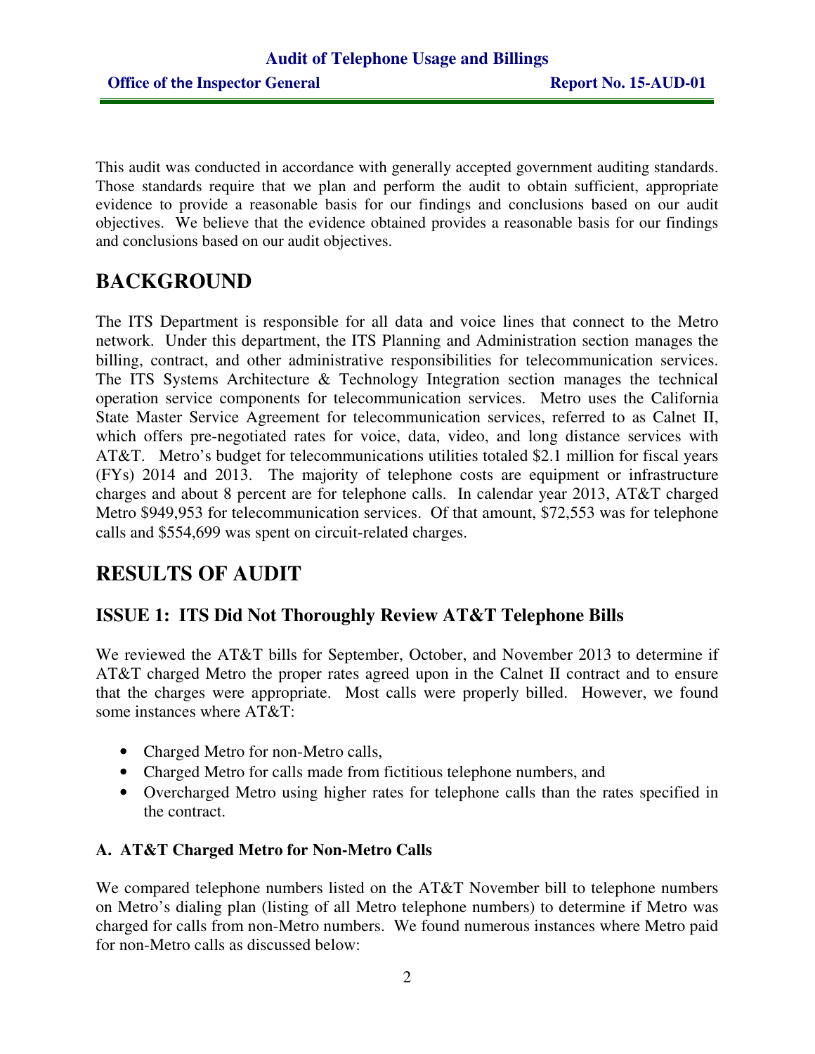This audit was conducted in accordance with generally accepted government auditing standards. Those standards require that we plan and perform the audit to obtain sufficient, appropriate evidence to provide a reasonable basis for our findings and conclusions based on our audit objectives. We believe that the evidence obtained provides a reasonable basis for our findings and conclusions based on our audit objectives.

# BACKGROUND

The ITS Department is responsible for all data and voice lines that connect to the Metro network. Under this department, the ITS Planning and Administration section manages the billing, contract, and other administrative responsibilities for telecommunication services. The ITS Systems Architecture & Technology Integration section manages the technical operation service components for telecommunication services. Metro uses the California State Master Service Agreement for telecommunication services, referred to as Calnet II, which offers pre-negotiated rates for voice, data, video, and long distance services with AT&T. Metro's budget for telecommunications utilities totaled $2.1 million for fiscal years (FYs) 2014 and 2013. The majority of telephone costs are equipment or infrastructure charges and about 8 percent are for telephone calls. In calendar year 2013, AT&T charged Metro $949,953 for telecommunication services. Of that amount, $72,553 was for telephone calls and $554,699 was spent on circuit-related charges.

# RESULTS OF AUDIT

## ISSUE 1: ITS Did Not Thoroughly Review AT&T Telephone Bills

We reviewed the AT&T bills for September, October, and November 2013 to determine if AT&T charged Metro the proper rates agreed upon in the Calnet II contract and to ensure that the charges were appropriate. Most calls were properly billed. However, we found some instances where AT&T:

- Charged Metro for non-Metro calls,
- Charged Metro for calls made from fictitious telephone numbers, and
- Overcharged Metro using higher rates for telephone calls than the rates specified in the contract.

### A. AT&T Charged Metro for Non-Metro Calls

We compared telephone numbers listed on the AT&T November bill to telephone numbers on Metro's dialing plan (listing of all Metro telephone numbers) to determine if Metro was charged for calls from non-Metro numbers. We found numerous instances where Metro paid for non-Metro calls as discussed below: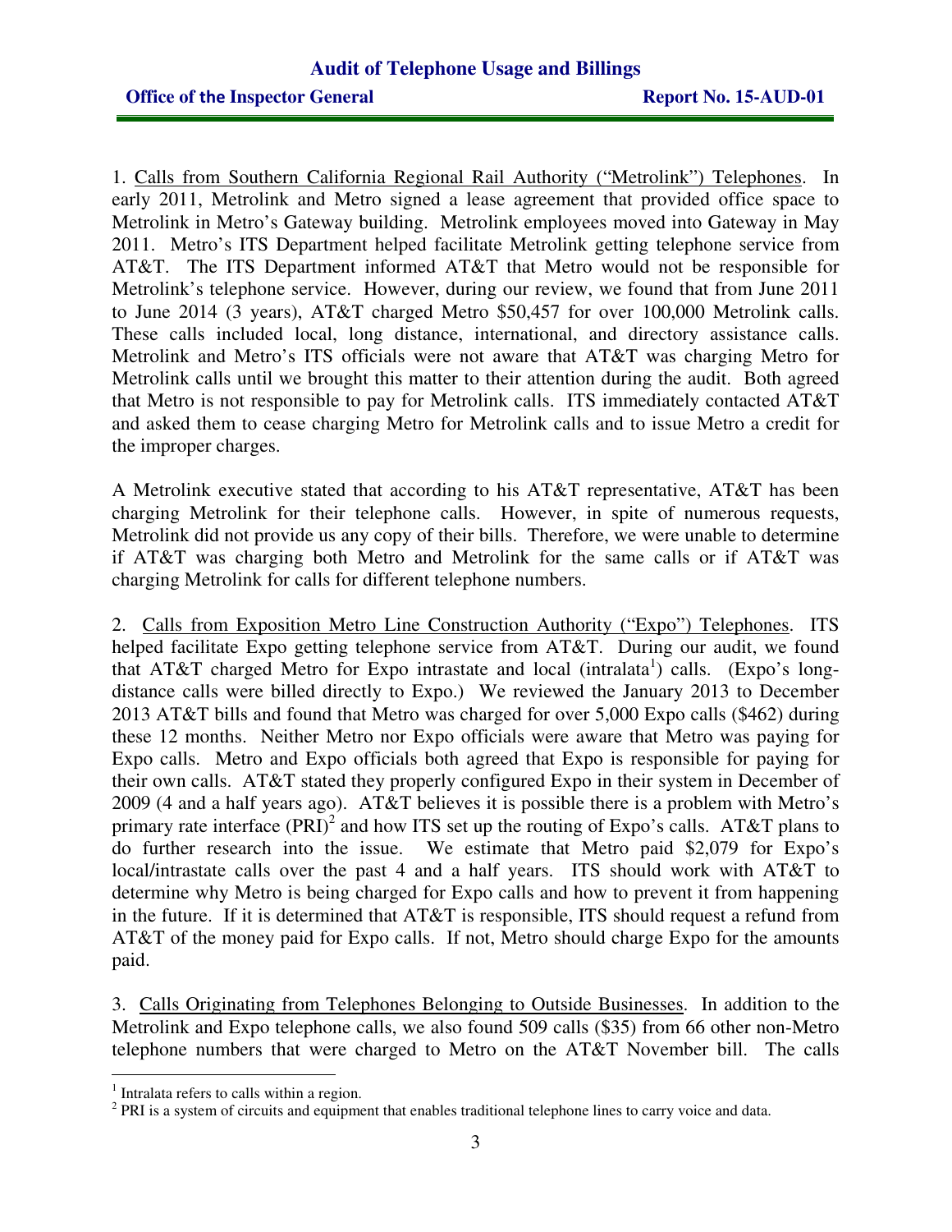1. Calls from Southern California Regional Rail Authority ("Metrolink") Telephones. In early 2011, Metrolink and Metro signed a lease agreement that provided office space to Metrolink in Metro's Gateway building. Metrolink employees moved into Gateway in May 2011. Metro's ITS Department helped facilitate Metrolink getting telephone service from AT&T. The ITS Department informed AT&T that Metro would not be responsible for Metrolink's telephone service. However, during our review, we found that from June 2011 to June 2014 (3 years), AT&T charged Metro $50,457 for over 100,000 Metrolink calls. These calls included local, long distance, international, and directory assistance calls. Metrolink and Metro's ITS officials were not aware that AT&T was charging Metro for Metrolink calls until we brought this matter to their attention during the audit. Both agreed that Metro is not responsible to pay for Metrolink calls. ITS immediately contacted AT&T and asked them to cease charging Metro for Metrolink calls and to issue Metro a credit for the improper charges.

A Metrolink executive stated that according to his AT&T representative, AT&T has been charging Metrolink for their telephone calls. However, in spite of numerous requests, Metrolink did not provide us any copy of their bills. Therefore, we were unable to determine if AT&T was charging both Metro and Metrolink for the same calls or if AT&T was charging Metrolink for calls for different telephone numbers.

2. Calls from Exposition Metro Line Construction Authority ("Expo") Telephones. ITS helped facilitate Expo getting telephone service from AT&T. During our audit, we found that AT&T charged Metro for Expo intrastate and local (intralata[1]) calls. (Expo's long-distance calls were billed directly to Expo.) We reviewed the January 2013 to December 2013 AT&T bills and found that Metro was charged for over 5,000 Expo calls ($462) during these 12 months. Neither Metro nor Expo officials were aware that Metro was paying for Expo calls. Metro and Expo officials both agreed that Expo is responsible for paying for their own calls. AT&T stated they properly configured Expo in their system in December of 2009 (4 and a half years ago). AT&T believes it is possible there is a problem with Metro's primary rate interface (PRI)[2] and how ITS set up the routing of Expo's calls. AT&T plans to do further research into the issue. We estimate that Metro paid $2,079 for Expo's local/intrastate calls over the past 4 and a half years. ITS should work with AT&T to determine why Metro is being charged for Expo calls and how to prevent it from happening in the future. If it is determined that AT&T is responsible, ITS should request a refund from AT&T of the money paid for Expo calls. If not, Metro should charge Expo for the amounts paid.

3. Calls Originating from Telephones Belonging to Outside Businesses. In addition to the Metrolink and Expo telephone calls, we also found 509 calls ($35) from 66 other non-Metro telephone numbers that were charged to Metro on the AT&T November bill. The calls

---

[1] Intralata refers to calls within a region.

[2] PRI is a system of circuits and equipment that enables traditional telephone lines to carry voice and data.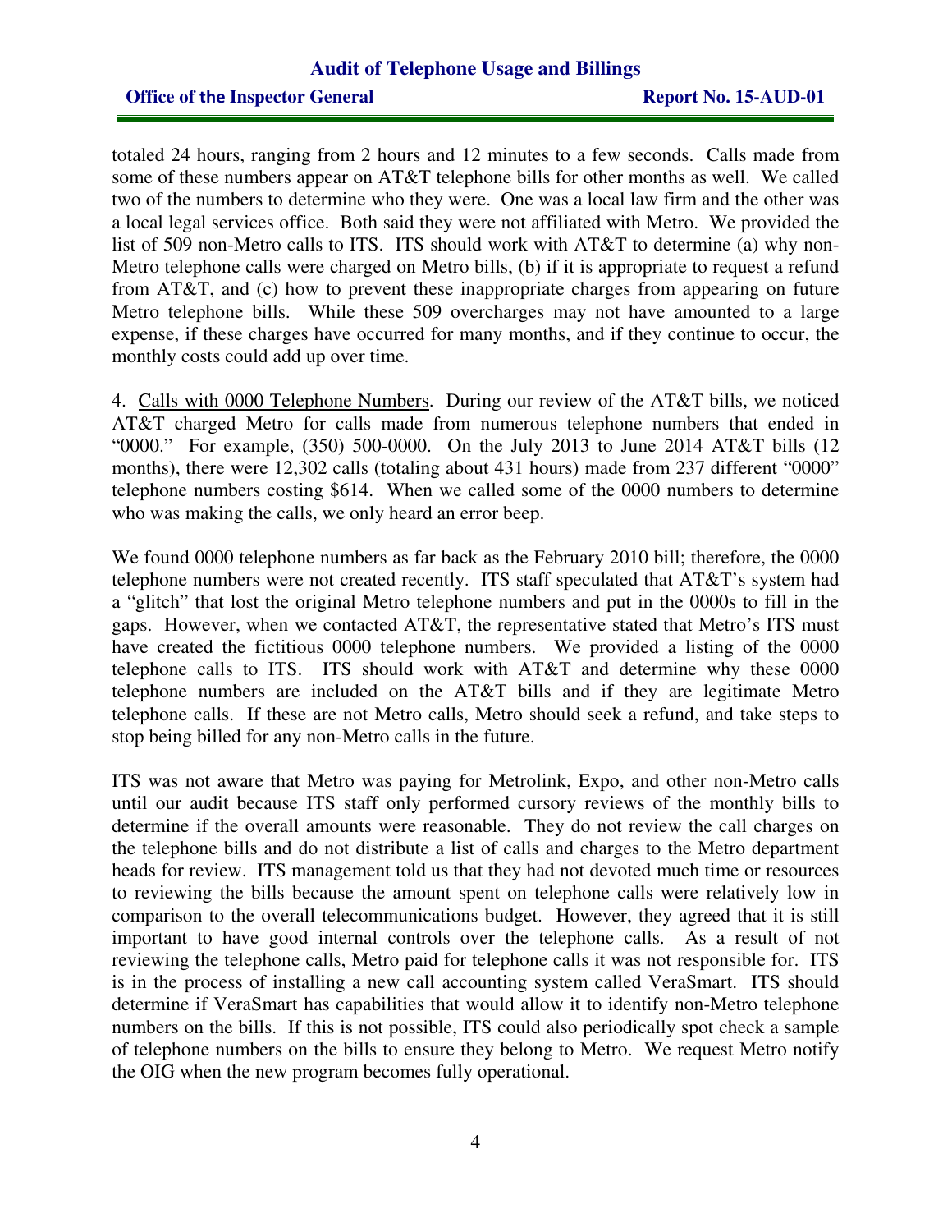totaled 24 hours, ranging from 2 hours and 12 minutes to a few seconds. Calls made from some of these numbers appear on AT&T telephone bills for other months as well. We called two of the numbers to determine who they were. One was a local law firm and the other was a local legal services office. Both said they were not affiliated with Metro. We provided the list of 509 non-Metro calls to ITS. ITS should work with AT&T to determine (a) why non-Metro telephone calls were charged on Metro bills, (b) if it is appropriate to request a refund from AT&T, and (c) how to prevent these inappropriate charges from appearing on future Metro telephone bills. While these 509 overcharges may not have amounted to a large expense, if these charges have occurred for many months, and if they continue to occur, the monthly costs could add up over time.

4. <u>Calls with 0000 Telephone Numbers</u>. During our review of the AT&T bills, we noticed AT&T charged Metro for calls made from numerous telephone numbers that ended in "0000." For example, (350) 500-0000. On the July 2013 to June 2014 AT&T bills (12 months), there were 12,302 calls (totaling about 431 hours) made from 237 different "0000" telephone numbers costing $614. When we called some of the 0000 numbers to determine who was making the calls, we only heard an error beep.

We found 0000 telephone numbers as far back as the February 2010 bill; therefore, the 0000 telephone numbers were not created recently. ITS staff speculated that AT&T's system had a "glitch" that lost the original Metro telephone numbers and put in the 0000s to fill in the gaps. However, when we contacted AT&T, the representative stated that Metro's ITS must have created the fictitious 0000 telephone numbers. We provided a listing of the 0000 telephone calls to ITS. ITS should work with AT&T and determine why these 0000 telephone numbers are included on the AT&T bills and if they are legitimate Metro telephone calls. If these are not Metro calls, Metro should seek a refund, and take steps to stop being billed for any non-Metro calls in the future.

ITS was not aware that Metro was paying for Metrolink, Expo, and other non-Metro calls until our audit because ITS staff only performed cursory reviews of the monthly bills to determine if the overall amounts were reasonable. They do not review the call charges on the telephone bills and do not distribute a list of calls and charges to the Metro department heads for review. ITS management told us that they had not devoted much time or resources to reviewing the bills because the amount spent on telephone calls were relatively low in comparison to the overall telecommunications budget. However, they agreed that it is still important to have good internal controls over the telephone calls. As a result of not reviewing the telephone calls, Metro paid for telephone calls it was not responsible for. ITS is in the process of installing a new call accounting system called VeraSmart. ITS should determine if VeraSmart has capabilities that would allow it to identify non-Metro telephone numbers on the bills. If this is not possible, ITS could also periodically spot check a sample of telephone numbers on the bills to ensure they belong to Metro. We request Metro notify the OIG when the new program becomes fully operational.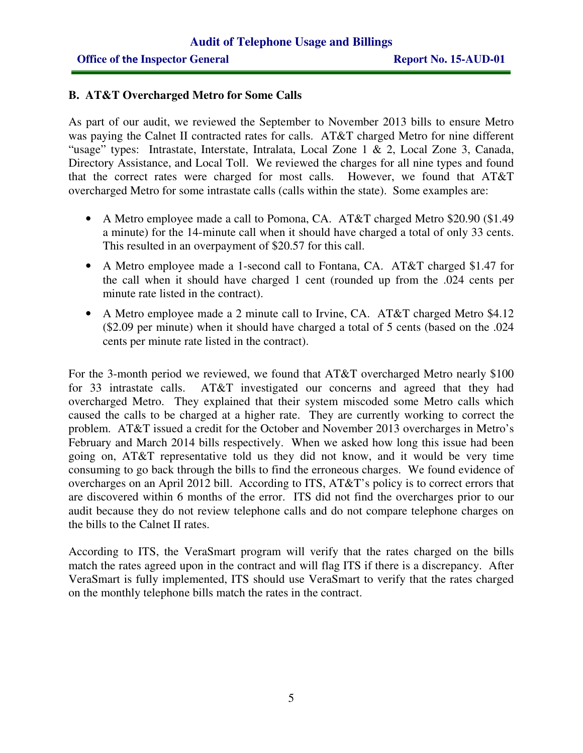## B. AT&T Overcharged Metro for Some Calls

As part of our audit, we reviewed the September to November 2013 bills to ensure Metro was paying the Calnet II contracted rates for calls. AT&T charged Metro for nine different "usage" types: Intrastate, Interstate, Intralata, Local Zone 1 & 2, Local Zone 3, Canada, Directory Assistance, and Local Toll. We reviewed the charges for all nine types and found that the correct rates were charged for most calls. However, we found that AT&T overcharged Metro for some intrastate calls (calls within the state). Some examples are:

- A Metro employee made a call to Pomona, CA. AT&T charged Metro $20.90 ($1.49 a minute) for the 14-minute call when it should have charged a total of only 33 cents. This resulted in an overpayment of $20.57 for this call.
- A Metro employee made a 1-second call to Fontana, CA. AT&T charged $1.47 for the call when it should have charged 1 cent (rounded up from the .024 cents per minute rate listed in the contract).
- A Metro employee made a 2 minute call to Irvine, CA. AT&T charged Metro $4.12 ($2.09 per minute) when it should have charged a total of 5 cents (based on the .024 cents per minute rate listed in the contract).

For the 3-month period we reviewed, we found that AT&T overcharged Metro nearly $100 for 33 intrastate calls. AT&T investigated our concerns and agreed that they had overcharged Metro. They explained that their system miscoded some Metro calls which caused the calls to be charged at a higher rate. They are currently working to correct the problem. AT&T issued a credit for the October and November 2013 overcharges in Metro's February and March 2014 bills respectively. When we asked how long this issue had been going on, AT&T representative told us they did not know, and it would be very time consuming to go back through the bills to find the erroneous charges. We found evidence of overcharges on an April 2012 bill. According to ITS, AT&T's policy is to correct errors that are discovered within 6 months of the error. ITS did not find the overcharges prior to our audit because they do not review telephone calls and do not compare telephone charges on the bills to the Calnet II rates.

According to ITS, the VeraSmart program will verify that the rates charged on the bills match the rates agreed upon in the contract and will flag ITS if there is a discrepancy. After VeraSmart is fully implemented, ITS should use VeraSmart to verify that the rates charged on the monthly telephone bills match the rates in the contract.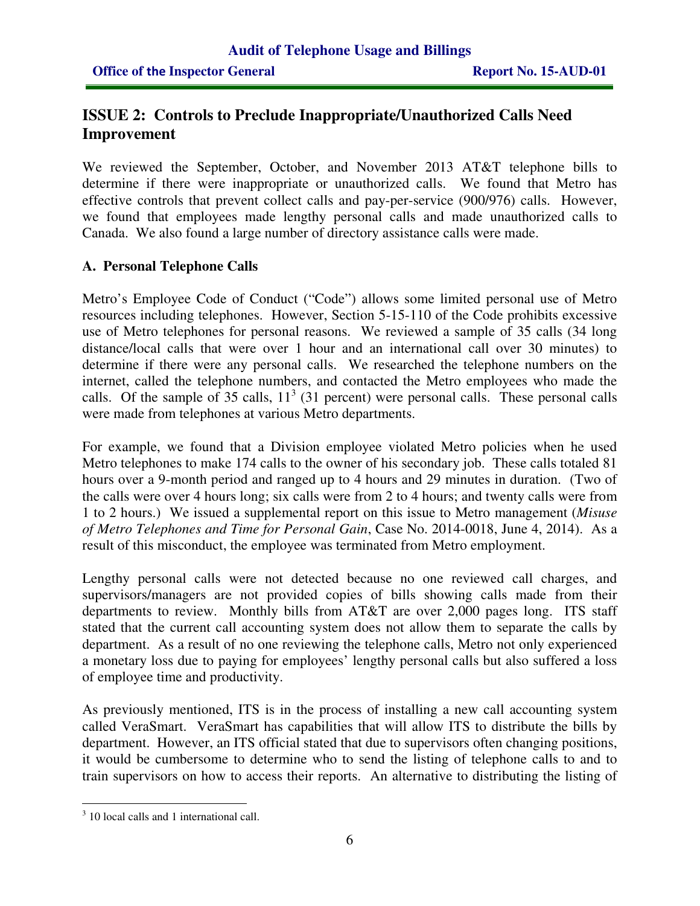## ISSUE 2: Controls to Preclude Inappropriate/Unauthorized Calls Need Improvement

We reviewed the September, October, and November 2013 AT&T telephone bills to determine if there were inappropriate or unauthorized calls. We found that Metro has effective controls that prevent collect calls and pay-per-service (900/976) calls. However, we found that employees made lengthy personal calls and made unauthorized calls to Canada. We also found a large number of directory assistance calls were made.

### A. Personal Telephone Calls

Metro's Employee Code of Conduct ("Code") allows some limited personal use of Metro resources including telephones. However, Section 5-15-110 of the Code prohibits excessive use of Metro telephones for personal reasons. We reviewed a sample of 35 calls (34 long distance/local calls that were over 1 hour and an international call over 30 minutes) to determine if there were any personal calls. We researched the telephone numbers on the internet, called the telephone numbers, and contacted the Metro employees who made the calls. Of the sample of 35 calls, 11[3] (31 percent) were personal calls. These personal calls were made from telephones at various Metro departments.

For example, we found that a Division employee violated Metro policies when he used Metro telephones to make 174 calls to the owner of his secondary job. These calls totaled 81 hours over a 9-month period and ranged up to 4 hours and 29 minutes in duration. (Two of the calls were over 4 hours long; six calls were from 2 to 4 hours; and twenty calls were from 1 to 2 hours.) We issued a supplemental report on this issue to Metro management (*Misuse of Metro Telephones and Time for Personal Gain*, Case No. 2014-0018, June 4, 2014). As a result of this misconduct, the employee was terminated from Metro employment.

Lengthy personal calls were not detected because no one reviewed call charges, and supervisors/managers are not provided copies of bills showing calls made from their departments to review. Monthly bills from AT&T are over 2,000 pages long. ITS staff stated that the current call accounting system does not allow them to separate the calls by department. As a result of no one reviewing the telephone calls, Metro not only experienced a monetary loss due to paying for employees' lengthy personal calls but also suffered a loss of employee time and productivity.

As previously mentioned, ITS is in the process of installing a new call accounting system called VeraSmart. VeraSmart has capabilities that will allow ITS to distribute the bills by department. However, an ITS official stated that due to supervisors often changing positions, it would be cumbersome to determine who to send the listing of telephone calls to and to train supervisors on how to access their reports. An alternative to distributing the listing of

[3] 10 local calls and 1 international call.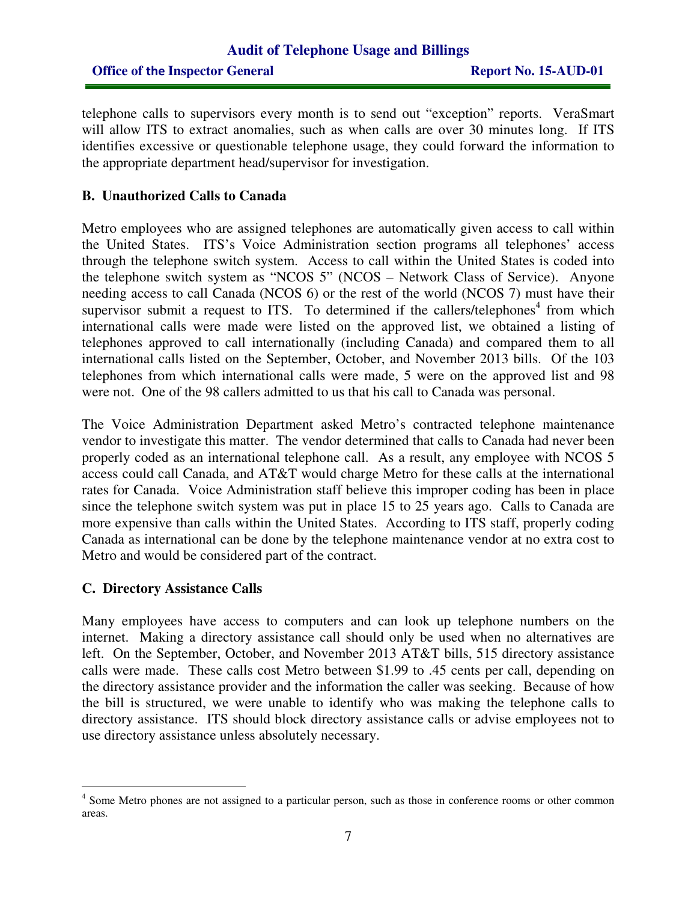telephone calls to supervisors every month is to send out "exception" reports. VeraSmart will allow ITS to extract anomalies, such as when calls are over 30 minutes long. If ITS identifies excessive or questionable telephone usage, they could forward the information to the appropriate department head/supervisor for investigation.

### B. Unauthorized Calls to Canada

Metro employees who are assigned telephones are automatically given access to call within the United States. ITS's Voice Administration section programs all telephones' access through the telephone switch system. Access to call within the United States is coded into the telephone switch system as "NCOS 5" (NCOS – Network Class of Service). Anyone needing access to call Canada (NCOS 6) or the rest of the world (NCOS 7) must have their supervisor submit a request to ITS. To determined if the callers/telephones[4] from which international calls were made were listed on the approved list, we obtained a listing of telephones approved to call internationally (including Canada) and compared them to all international calls listed on the September, October, and November 2013 bills. Of the 103 telephones from which international calls were made, 5 were on the approved list and 98 were not. One of the 98 callers admitted to us that his call to Canada was personal.

The Voice Administration Department asked Metro's contracted telephone maintenance vendor to investigate this matter. The vendor determined that calls to Canada had never been properly coded as an international telephone call. As a result, any employee with NCOS 5 access could call Canada, and AT&T would charge Metro for these calls at the international rates for Canada. Voice Administration staff believe this improper coding has been in place since the telephone switch system was put in place 15 to 25 years ago. Calls to Canada are more expensive than calls within the United States. According to ITS staff, properly coding Canada as international can be done by the telephone maintenance vendor at no extra cost to Metro and would be considered part of the contract.

### C. Directory Assistance Calls

Many employees have access to computers and can look up telephone numbers on the internet. Making a directory assistance call should only be used when no alternatives are left. On the September, October, and November 2013 AT&T bills, 515 directory assistance calls were made. These calls cost Metro between $1.99 to .45 cents per call, depending on the directory assistance provider and the information the caller was seeking. Because of how the bill is structured, we were unable to identify who was making the telephone calls to directory assistance. ITS should block directory assistance calls or advise employees not to use directory assistance unless absolutely necessary.

---

[4] Some Metro phones are not assigned to a particular person, such as those in conference rooms or other common areas.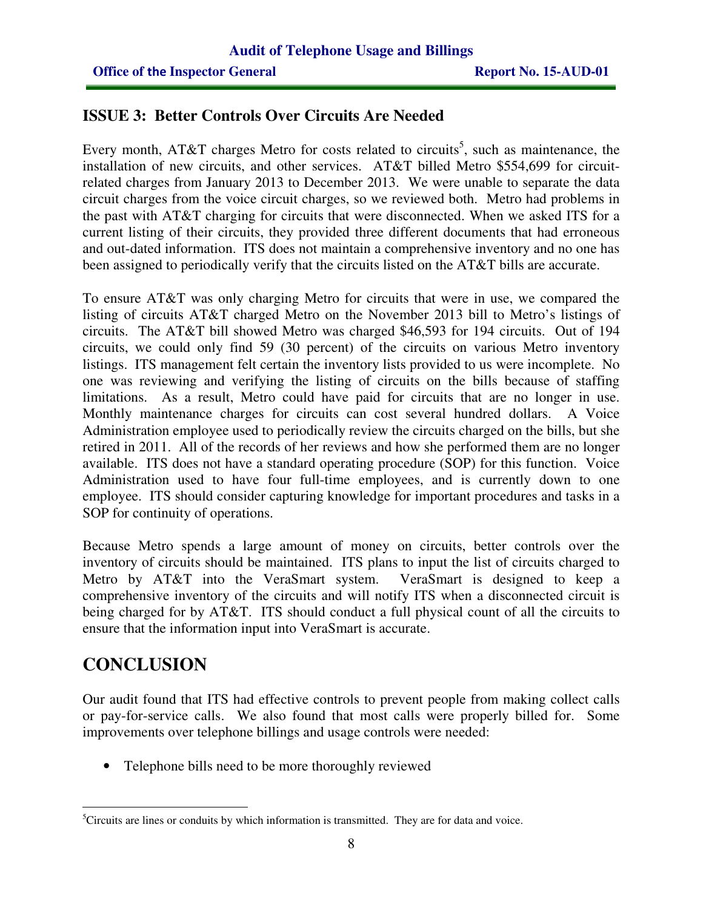## ISSUE 3: Better Controls Over Circuits Are Needed

Every month, AT&T charges Metro for costs related to circuits[5], such as maintenance, the installation of new circuits, and other services. AT&T billed Metro $554,699 for circuit-related charges from January 2013 to December 2013. We were unable to separate the data circuit charges from the voice circuit charges, so we reviewed both. Metro had problems in the past with AT&T charging for circuits that were disconnected. When we asked ITS for a current listing of their circuits, they provided three different documents that had erroneous and out-dated information. ITS does not maintain a comprehensive inventory and no one has been assigned to periodically verify that the circuits listed on the AT&T bills are accurate.

To ensure AT&T was only charging Metro for circuits that were in use, we compared the listing of circuits AT&T charged Metro on the November 2013 bill to Metro's listings of circuits. The AT&T bill showed Metro was charged $46,593 for 194 circuits. Out of 194 circuits, we could only find 59 (30 percent) of the circuits on various Metro inventory listings. ITS management felt certain the inventory lists provided to us were incomplete. No one was reviewing and verifying the listing of circuits on the bills because of staffing limitations. As a result, Metro could have paid for circuits that are no longer in use. Monthly maintenance charges for circuits can cost several hundred dollars. A Voice Administration employee used to periodically review the circuits charged on the bills, but she retired in 2011. All of the records of her reviews and how she performed them are no longer available. ITS does not have a standard operating procedure (SOP) for this function. Voice Administration used to have four full-time employees, and is currently down to one employee. ITS should consider capturing knowledge for important procedures and tasks in a SOP for continuity of operations.

Because Metro spends a large amount of money on circuits, better controls over the inventory of circuits should be maintained. ITS plans to input the list of circuits charged to Metro by AT&T into the VeraSmart system. VeraSmart is designed to keep a comprehensive inventory of the circuits and will notify ITS when a disconnected circuit is being charged for by AT&T. ITS should conduct a full physical count of all the circuits to ensure that the information input into VeraSmart is accurate.

# CONCLUSION

Our audit found that ITS had effective controls to prevent people from making collect calls or pay-for-service calls. We also found that most calls were properly billed for. Some improvements over telephone billings and usage controls were needed:

- Telephone bills need to be more thoroughly reviewed

[5]Circuits are lines or conduits by which information is transmitted. They are for data and voice.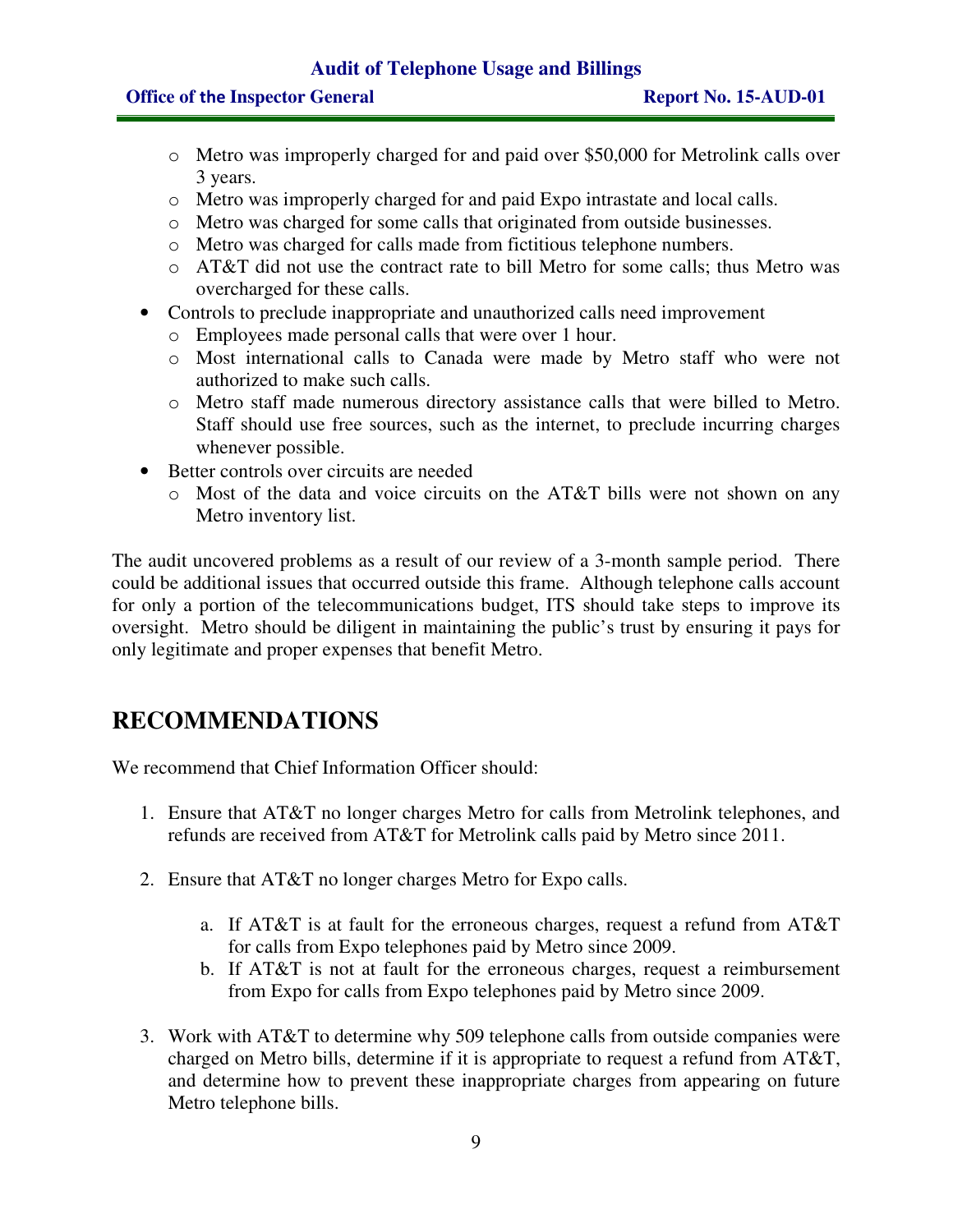- Metro was improperly charged for and paid over $50,000 for Metrolink calls over 3 years.
  - Metro was improperly charged for and paid Expo intrastate and local calls.
  - Metro was charged for some calls that originated from outside businesses.
  - Metro was charged for calls made from fictitious telephone numbers.
  - AT&T did not use the contract rate to bill Metro for some calls; thus Metro was overcharged for these calls.
- Controls to preclude inappropriate and unauthorized calls need improvement
  - Employees made personal calls that were over 1 hour.
  - Most international calls to Canada were made by Metro staff who were not authorized to make such calls.
  - Metro staff made numerous directory assistance calls that were billed to Metro. Staff should use free sources, such as the internet, to preclude incurring charges whenever possible.
- Better controls over circuits are needed
  - Most of the data and voice circuits on the AT&T bills were not shown on any Metro inventory list.

The audit uncovered problems as a result of our review of a 3-month sample period. There could be additional issues that occurred outside this frame. Although telephone calls account for only a portion of the telecommunications budget, ITS should take steps to improve its oversight. Metro should be diligent in maintaining the public's trust by ensuring it pays for only legitimate and proper expenses that benefit Metro.

## RECOMMENDATIONS

We recommend that Chief Information Officer should:

1. Ensure that AT&T no longer charges Metro for calls from Metrolink telephones, and refunds are received from AT&T for Metrolink calls paid by Metro since 2011.

2. Ensure that AT&T no longer charges Metro for Expo calls.

   a. If AT&T is at fault for the erroneous charges, request a refund from AT&T for calls from Expo telephones paid by Metro since 2009.
   b. If AT&T is not at fault for the erroneous charges, request a reimbursement from Expo for calls from Expo telephones paid by Metro since 2009.

3. Work with AT&T to determine why 509 telephone calls from outside companies were charged on Metro bills, determine if it is appropriate to request a refund from AT&T, and determine how to prevent these inappropriate charges from appearing on future Metro telephone bills.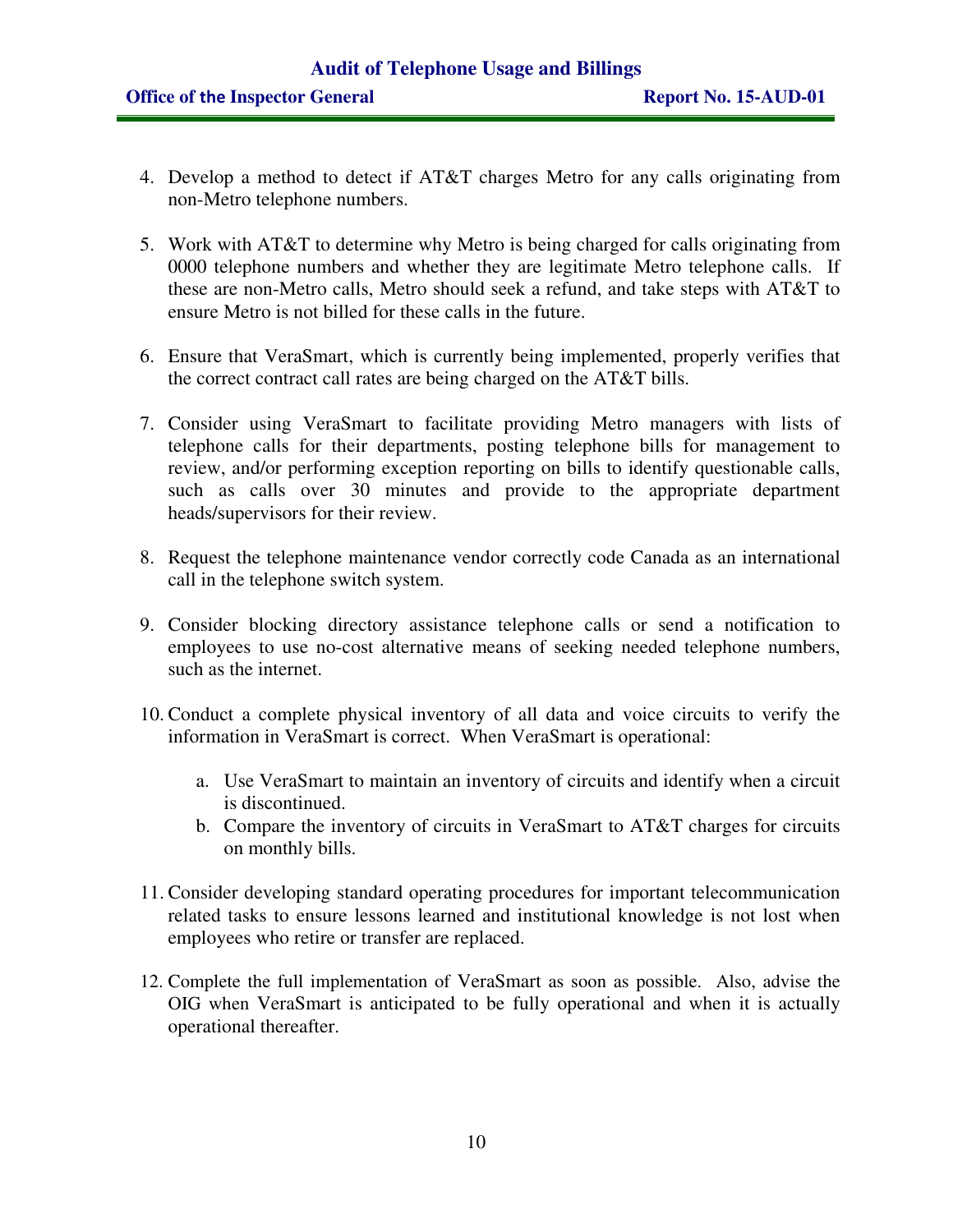4. Develop a method to detect if AT&T charges Metro for any calls originating from non-Metro telephone numbers.

5. Work with AT&T to determine why Metro is being charged for calls originating from 0000 telephone numbers and whether they are legitimate Metro telephone calls. If these are non-Metro calls, Metro should seek a refund, and take steps with AT&T to ensure Metro is not billed for these calls in the future.

6. Ensure that VeraSmart, which is currently being implemented, properly verifies that the correct contract call rates are being charged on the AT&T bills.

7. Consider using VeraSmart to facilitate providing Metro managers with lists of telephone calls for their departments, posting telephone bills for management to review, and/or performing exception reporting on bills to identify questionable calls, such as calls over 30 minutes and provide to the appropriate department heads/supervisors for their review.

8. Request the telephone maintenance vendor correctly code Canada as an international call in the telephone switch system.

9. Consider blocking directory assistance telephone calls or send a notification to employees to use no-cost alternative means of seeking needed telephone numbers, such as the internet.

10. Conduct a complete physical inventory of all data and voice circuits to verify the information in VeraSmart is correct. When VeraSmart is operational:

    a. Use VeraSmart to maintain an inventory of circuits and identify when a circuit is discontinued.
    b. Compare the inventory of circuits in VeraSmart to AT&T charges for circuits on monthly bills.

11. Consider developing standard operating procedures for important telecommunication related tasks to ensure lessons learned and institutional knowledge is not lost when employees who retire or transfer are replaced.

12. Complete the full implementation of VeraSmart as soon as possible. Also, advise the OIG when VeraSmart is anticipated to be fully operational and when it is actually operational thereafter.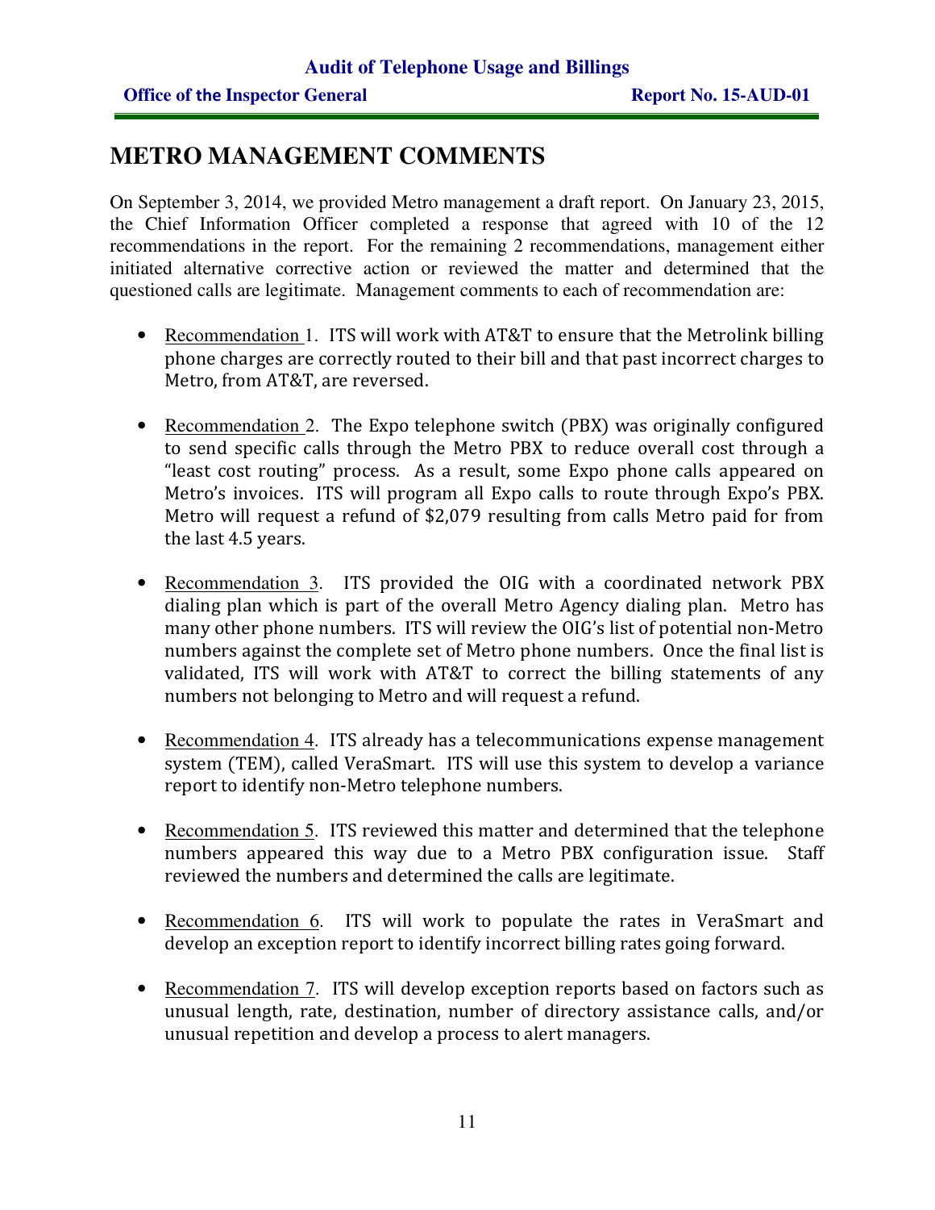## METRO MANAGEMENT COMMENTS

On September 3, 2014, we provided Metro management a draft report. On January 23, 2015, the Chief Information Officer completed a response that agreed with 10 of the 12 recommendations in the report. For the remaining 2 recommendations, management either initiated alternative corrective action or reviewed the matter and determined that the questioned calls are legitimate. Management comments to each of recommendation are:

- Recommendation 1. ITS will work with AT&T to ensure that the Metrolink billing phone charges are correctly routed to their bill and that past incorrect charges to Metro, from AT&T, are reversed.
- Recommendation 2. The Expo telephone switch (PBX) was originally configured to send specific calls through the Metro PBX to reduce overall cost through a "least cost routing" process. As a result, some Expo phone calls appeared on Metro's invoices. ITS will program all Expo calls to route through Expo's PBX. Metro will request a refund of $2,079 resulting from calls Metro paid for from the last 4.5 years.
- Recommendation 3. ITS provided the OIG with a coordinated network PBX dialing plan which is part of the overall Metro Agency dialing plan. Metro has many other phone numbers. ITS will review the OIG's list of potential non-Metro numbers against the complete set of Metro phone numbers. Once the final list is validated, ITS will work with AT&T to correct the billing statements of any numbers not belonging to Metro and will request a refund.
- Recommendation 4. ITS already has a telecommunications expense management system (TEM), called VeraSmart. ITS will use this system to develop a variance report to identify non-Metro telephone numbers.
- Recommendation 5. ITS reviewed this matter and determined that the telephone numbers appeared this way due to a Metro PBX configuration issue. Staff reviewed the numbers and determined the calls are legitimate.
- Recommendation 6. ITS will work to populate the rates in VeraSmart and develop an exception report to identify incorrect billing rates going forward.
- Recommendation 7. ITS will develop exception reports based on factors such as unusual length, rate, destination, number of directory assistance calls, and/or unusual repetition and develop a process to alert managers.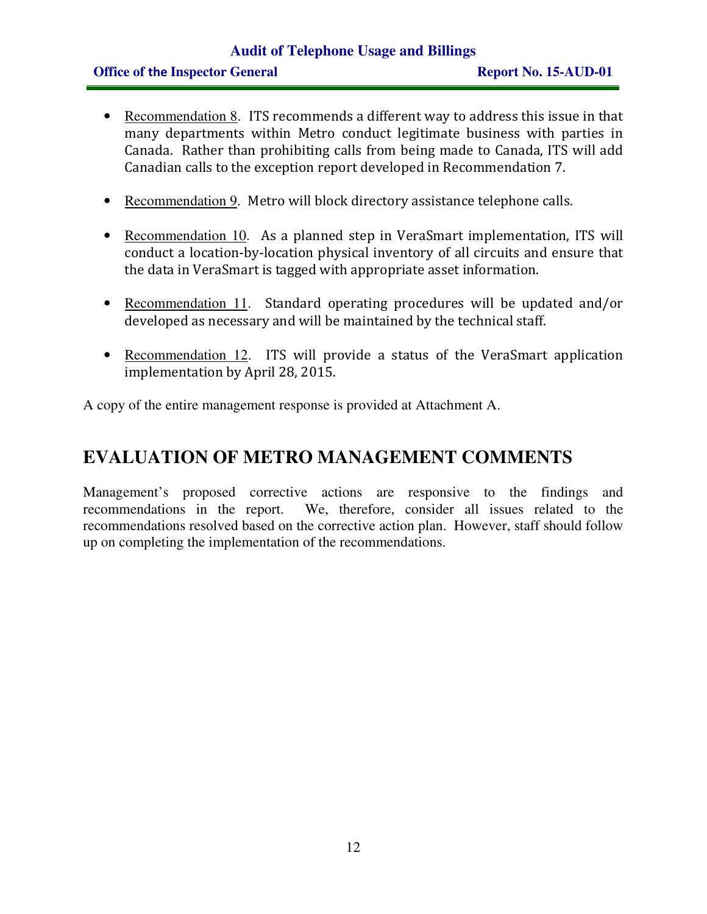- Recommendation 8. ITS recommends a different way to address this issue in that many departments within Metro conduct legitimate business with parties in Canada. Rather than prohibiting calls from being made to Canada, ITS will add Canadian calls to the exception report developed in Recommendation 7.

- Recommendation 9. Metro will block directory assistance telephone calls.

- Recommendation 10. As a planned step in VeraSmart implementation, ITS will conduct a location-by-location physical inventory of all circuits and ensure that the data in VeraSmart is tagged with appropriate asset information.

- Recommendation 11. Standard operating procedures will be updated and/or developed as necessary and will be maintained by the technical staff.

- Recommendation 12. ITS will provide a status of the VeraSmart application implementation by April 28, 2015.

A copy of the entire management response is provided at Attachment A.

## EVALUATION OF METRO MANAGEMENT COMMENTS

Management's proposed corrective actions are responsive to the findings and recommendations in the report. We, therefore, consider all issues related to the recommendations resolved based on the corrective action plan. However, staff should follow up on completing the implementation of the recommendations.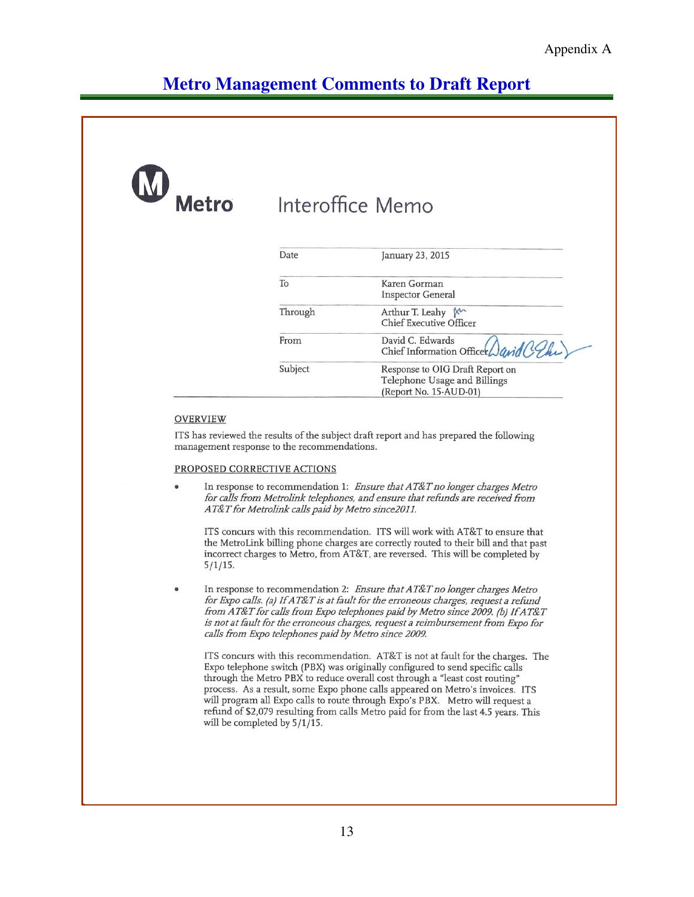Appendix A

# Metro Management Comments to Draft Report

**Metro**

## Interoffice Memo

| | |
|---|---|
| Date | January 23, 2015 |
| To | Karen Gorman<br>Inspector General |
| Through | Arthur T. Leahy<br>Chief Executive Officer |
| From | David C. Edwards<br>Chief Information Officer |
| Subject | Response to OIG Draft Report on Telephone Usage and Billings (Report No. 15-AUD-01) |

OVERVIEW

ITS has reviewed the results of the subject draft report and has prepared the following management response to the recommendations.

PROPOSED CORRECTIVE ACTIONS

- In response to recommendation 1: *Ensure that AT&T no longer charges Metro for calls from Metrolink telephones, and ensure that refunds are received from AT&T for Metrolink calls paid by Metro since2011.*

  ITS concurs with this recommendation. ITS will work with AT&T to ensure that the MetroLink billing phone charges are correctly routed to their bill and that past incorrect charges to Metro, from AT&T, are reversed. This will be completed by 5/1/15.

- In response to recommendation 2: *Ensure that AT&T no longer charges Metro for Expo calls. (a) If AT&T is at fault for the erroneous charges, request a refund from AT&T for calls from Expo telephones paid by Metro since 2009. (b) If AT&T is not at fault for the erroneous charges, request a reimbursement from Expo for calls from Expo telephones paid by Metro since 2009.*

  ITS concurs with this recommendation. AT&T is not at fault for the charges. The Expo telephone switch (PBX) was originally configured to send specific calls through the Metro PBX to reduce overall cost through a "least cost routing" process. As a result, some Expo phone calls appeared on Metro's invoices. ITS will program all Expo calls to route through Expo's PBX. Metro will request a refund of $2,079 resulting from calls Metro paid for from the last 4.5 years. This will be completed by 5/1/15.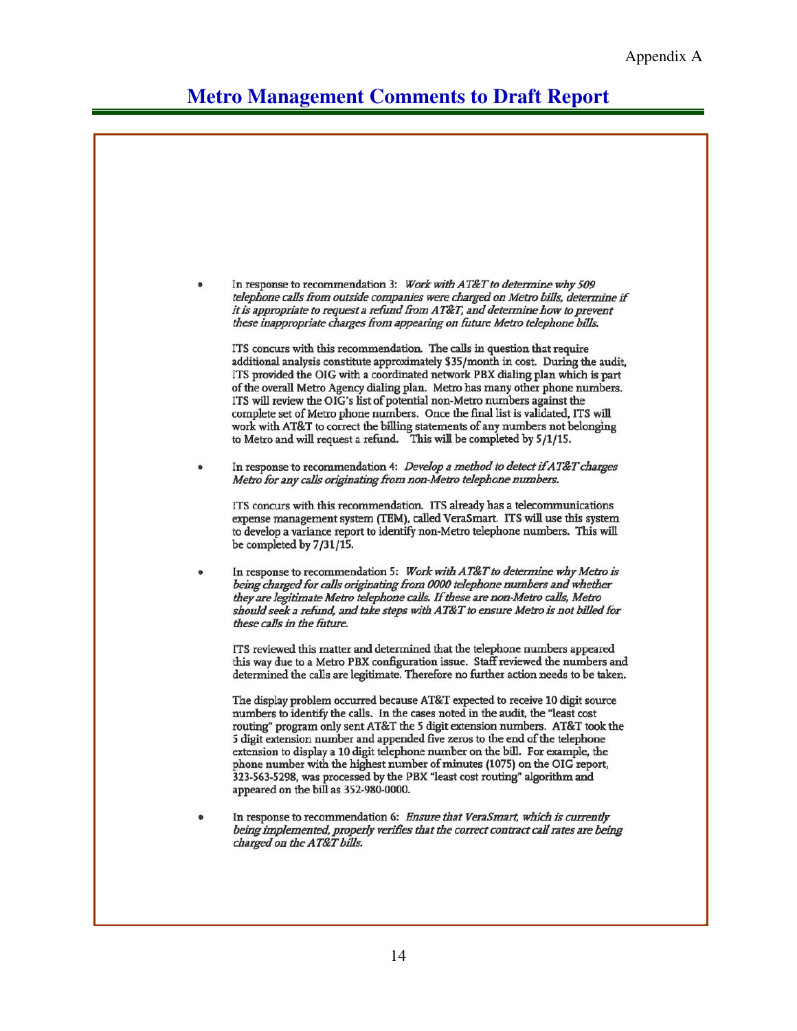Appendix A

# Metro Management Comments to Draft Report

- In response to recommendation 3: *Work with AT&T to determine why 509 telephone calls from outside companies were charged on Metro bills, determine if it is appropriate to request a refund from AT&T, and determine how to prevent these inappropriate charges from appearing on future Metro telephone bills.*

  ITS concurs with this recommendation. The calls in question that require additional analysis constitute approximately $35/month in cost. During the audit, ITS provided the OIG with a coordinated network PBX dialing plan which is part of the overall Metro Agency dialing plan. Metro has many other phone numbers. ITS will review the OIG's list of potential non-Metro numbers against the complete set of Metro phone numbers. Once the final list is validated, ITS will work with AT&T to correct the billing statements of any numbers not belonging to Metro and will request a refund. This will be completed by 5/1/15.

- In response to recommendation 4: *Develop a method to detect if AT&T charges Metro for any calls originating from non-Metro telephone numbers.*

  ITS concurs with this recommendation. ITS already has a telecommunications expense management system (TEM), called VeraSmart. ITS will use this system to develop a variance report to identify non-Metro telephone numbers. This will be completed by 7/31/15.

- In response to recommendation 5: *Work with AT&T to determine why Metro is being charged for calls originating from 0000 telephone numbers and whether they are legitimate Metro telephone calls. If these are non-Metro calls, Metro should seek a refund, and take steps with AT&T to ensure Metro is not billed for these calls in the future.*

  ITS reviewed this matter and determined that the telephone numbers appeared this way due to a Metro PBX configuration issue. Staff reviewed the numbers and determined the calls are legitimate. Therefore no further action needs to be taken.

  The display problem occurred because AT&T expected to receive 10 digit source numbers to identify the calls. In the cases noted in the audit, the "least cost routing" program only sent AT&T the 5 digit extension numbers. AT&T took the 5 digit extension number and appended five zeros to the end of the telephone extension to display a 10 digit telephone number on the bill. For example, the phone number with the highest number of minutes (1075) on the OIG report, 323-563-5298, was processed by the PBX "least cost routing" algorithm and appeared on the bill as 352-980-0000.

- In response to recommendation 6: *Ensure that VeraSmart, which is currently being implemented, properly verifies that the correct contract call rates are being charged on the AT&T bills.*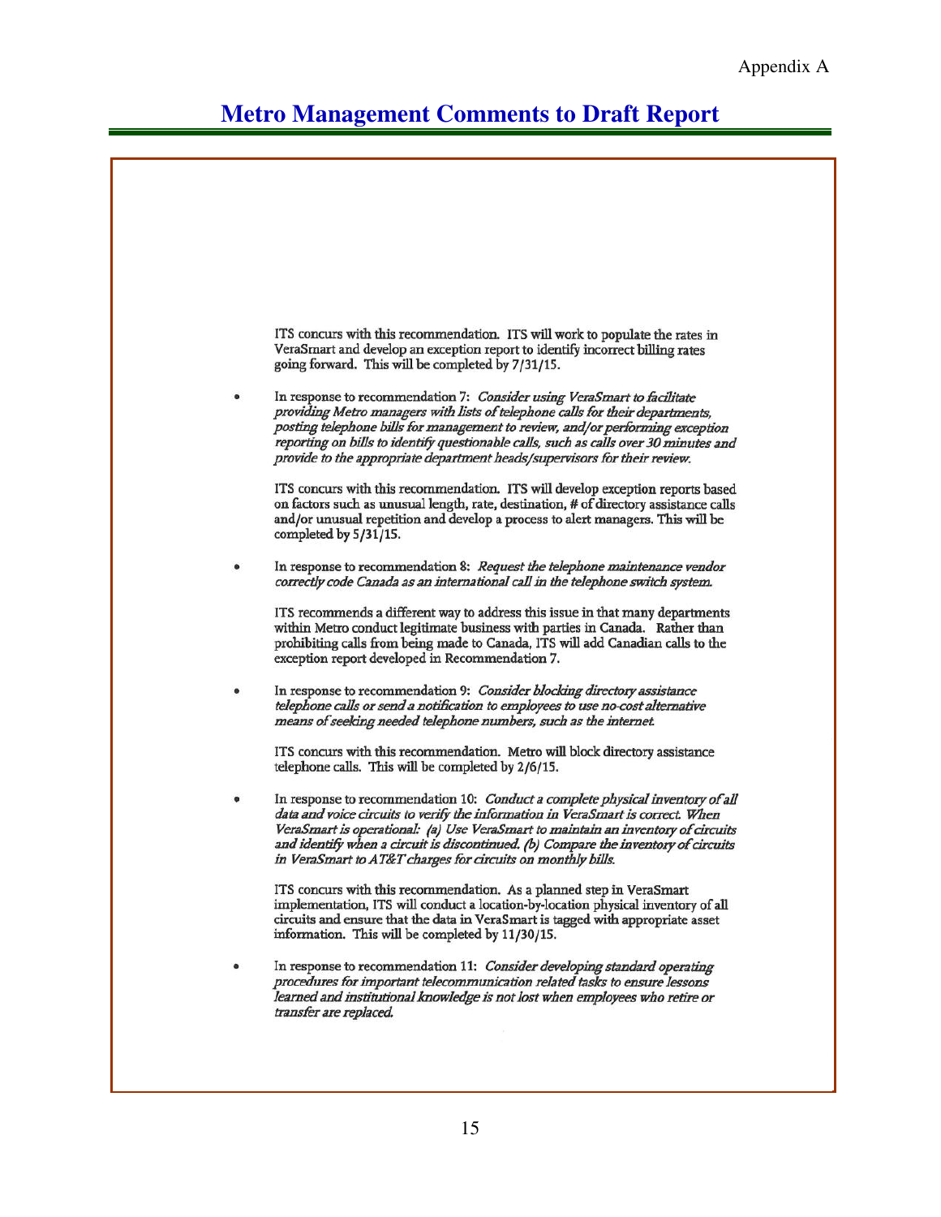## Metro Management Comments to Draft Report

ITS concurs with this recommendation. ITS will work to populate the rates in VeraSmart and develop an exception report to identify incorrect billing rates going forward. This will be completed by 7/31/15.

- In response to recommendation 7: *Consider using VeraSmart to facilitate providing Metro managers with lists of telephone calls for their departments, posting telephone bills for management to review, and/or performing exception reporting on bills to identify questionable calls, such as calls over 30 minutes and provide to the appropriate department heads/supervisors for their review.*

  ITS concurs with this recommendation. ITS will develop exception reports based on factors such as unusual length, rate, destination, # of directory assistance calls and/or unusual repetition and develop a process to alert managers. This will be completed by 5/31/15.

- In response to recommendation 8: *Request the telephone maintenance vendor correctly code Canada as an international call in the telephone switch system.*

  ITS recommends a different way to address this issue in that many departments within Metro conduct legitimate business with parties in Canada. Rather than prohibiting calls from being made to Canada, ITS will add Canadian calls to the exception report developed in Recommendation 7.

- In response to recommendation 9: *Consider blocking directory assistance telephone calls or send a notification to employees to use no-cost alternative means of seeking needed telephone numbers, such as the internet.*

  ITS concurs with this recommendation. Metro will block directory assistance telephone calls. This will be completed by 2/6/15.

- In response to recommendation 10: *Conduct a complete physical inventory of all data and voice circuits to verify the information in VeraSmart is correct. When VeraSmart is operational: (a) Use VeraSmart to maintain an inventory of circuits and identify when a circuit is discontinued. (b) Compare the inventory of circuits in VeraSmart to AT&T charges for circuits on monthly bills.*

  ITS concurs with this recommendation. As a planned step in VeraSmart implementation, ITS will conduct a location-by-location physical inventory of all circuits and ensure that the data in VeraSmart is tagged with appropriate asset information. This will be completed by 11/30/15.

- In response to recommendation 11: *Consider developing standard operating procedures for important telecommunication related tasks to ensure lessons learned and institutional knowledge is not lost when employees who retire or transfer are replaced.*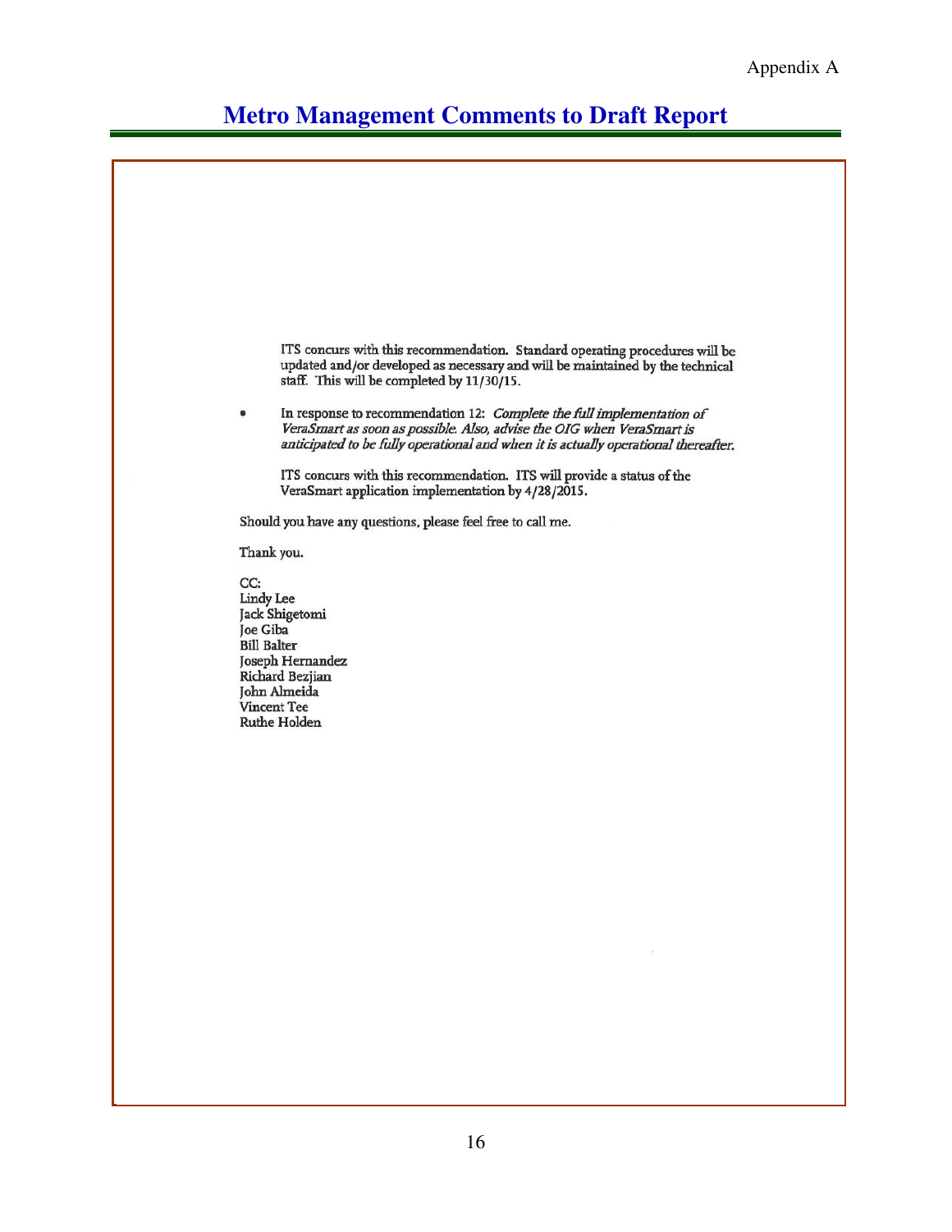Appendix A

## Metro Management Comments to Draft Report

ITS concurs with this recommendation. Standard operating procedures will be updated and/or developed as necessary and will be maintained by the technical staff. This will be completed by 11/30/15.

- In response to recommendation 12: *Complete the full implementation of VeraSmart as soon as possible. Also, advise the OIG when VeraSmart is anticipated to be fully operational and when it is actually operational thereafter.*

  ITS concurs with this recommendation. ITS will provide a status of the VeraSmart application implementation by 4/28/2015.

Should you have any questions, please feel free to call me.

Thank you.

CC:
Lindy Lee
Jack Shigetomi
Joe Giba
Bill Balter
Joseph Hernandez
Richard Bezjian
John Almeida
Vincent Tee
Ruthe Holden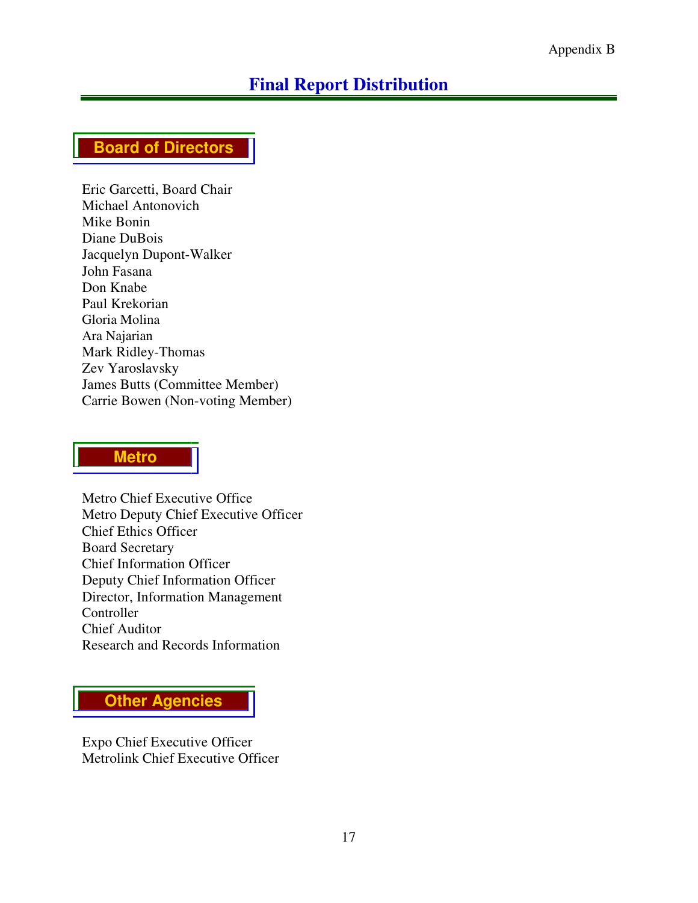Appendix B

# Final Report Distribution

## Board of Directors

Eric Garcetti, Board Chair
Michael Antonovich
Mike Bonin
Diane DuBois
Jacquelyn Dupont-Walker
John Fasana
Don Knabe
Paul Krekorian
Gloria Molina
Ara Najarian
Mark Ridley-Thomas
Zev Yaroslavsky
James Butts (Committee Member)
Carrie Bowen (Non-voting Member)

## Metro

Metro Chief Executive Office
Metro Deputy Chief Executive Officer
Chief Ethics Officer
Board Secretary
Chief Information Officer
Deputy Chief Information Officer
Director, Information Management
Controller
Chief Auditor
Research and Records Information

## Other Agencies

Expo Chief Executive Officer
Metrolink Chief Executive Officer